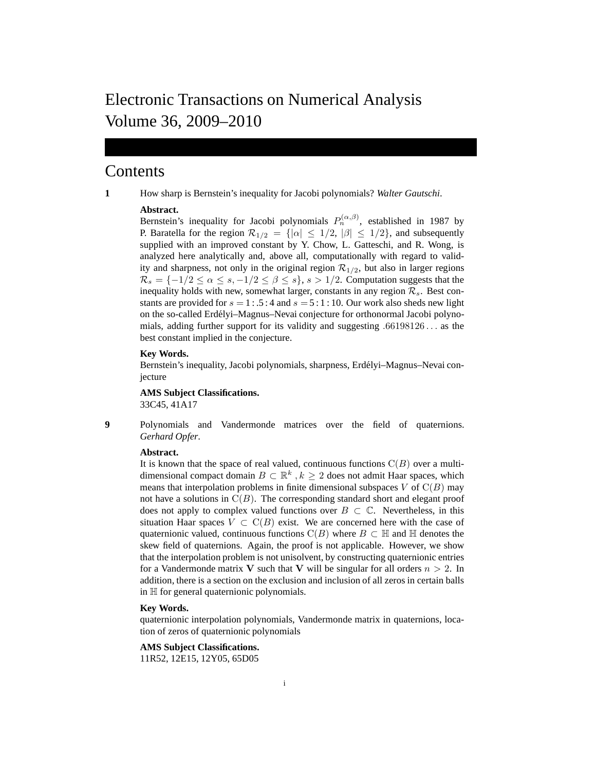# Electronic Transactions on Numerical Analysis
# Volume 36, 2009–2010

## Contents

**1** How sharp is Bernstein's inequality for Jacobi polynomials? *Walter Gautschi*.

**Abstract.**
Bernstein's inequality for Jacobi polynomials $P_n^{(\alpha,\beta)}$, established in 1987 by P. Baratella for the region $\mathcal{R}_{1/2} = \{|\alpha| \leq 1/2, |\beta| \leq 1/2\}$, and subsequently supplied with an improved constant by Y. Chow, L. Gatteschi, and R. Wong, is analyzed here analytically and, above all, computationally with regard to validity and sharpness, not only in the original region $\mathcal{R}_{1/2}$, but also in larger regions $\mathcal{R}_s = \{-1/2 \leq \alpha \leq s, -1/2 \leq \beta \leq s\}$, $s > 1/2$. Computation suggests that the inequality holds with new, somewhat larger, constants in any region $\mathcal{R}_s$. Best constants are provided for $s = 1:.5:4$ and $s = 5:1:10$. Our work also sheds new light on the so-called Erdélyi–Magnus–Nevai conjecture for orthonormal Jacobi polynomials, adding further support for its validity and suggesting $.66198126\ldots$ as the best constant implied in the conjecture.

**Key Words.**
Bernstein's inequality, Jacobi polynomials, sharpness, Erdélyi–Magnus–Nevai conjecture

**AMS Subject Classifications.**
33C45, 41A17

**9** Polynomials and Vandermonde matrices over the field of quaternions. *Gerhard Opfer*.

**Abstract.**
It is known that the space of real valued, continuous functions $\mathrm{C}(B)$ over a multidimensional compact domain $B \subset \mathbb{R}^k$ , $k \geq 2$ does not admit Haar spaces, which means that interpolation problems in finite dimensional subspaces $V$ of $\mathrm{C}(B)$ may not have a solutions in $\mathrm{C}(B)$. The corresponding standard short and elegant proof does not apply to complex valued functions over $B \subset \mathbb{C}$. Nevertheless, in this situation Haar spaces $V \subset \mathrm{C}(B)$ exist. We are concerned here with the case of quaternionic valued, continuous functions $\mathrm{C}(B)$ where $B \subset \mathbb{H}$ and $\mathbb{H}$ denotes the skew field of quaternions. Again, the proof is not applicable. However, we show that the interpolation problem is not unisolvent, by constructing quaternionic entries for a Vandermonde matrix $\mathbf{V}$ such that $\mathbf{V}$ will be singular for all orders $n > 2$. In addition, there is a section on the exclusion and inclusion of all zeros in certain balls in $\mathbb{H}$ for general quaternionic polynomials.

**Key Words.**
quaternionic interpolation polynomials, Vandermonde matrix in quaternions, location of zeros of quaternionic polynomials

**AMS Subject Classifications.**
11R52, 12E15, 12Y05, 65D05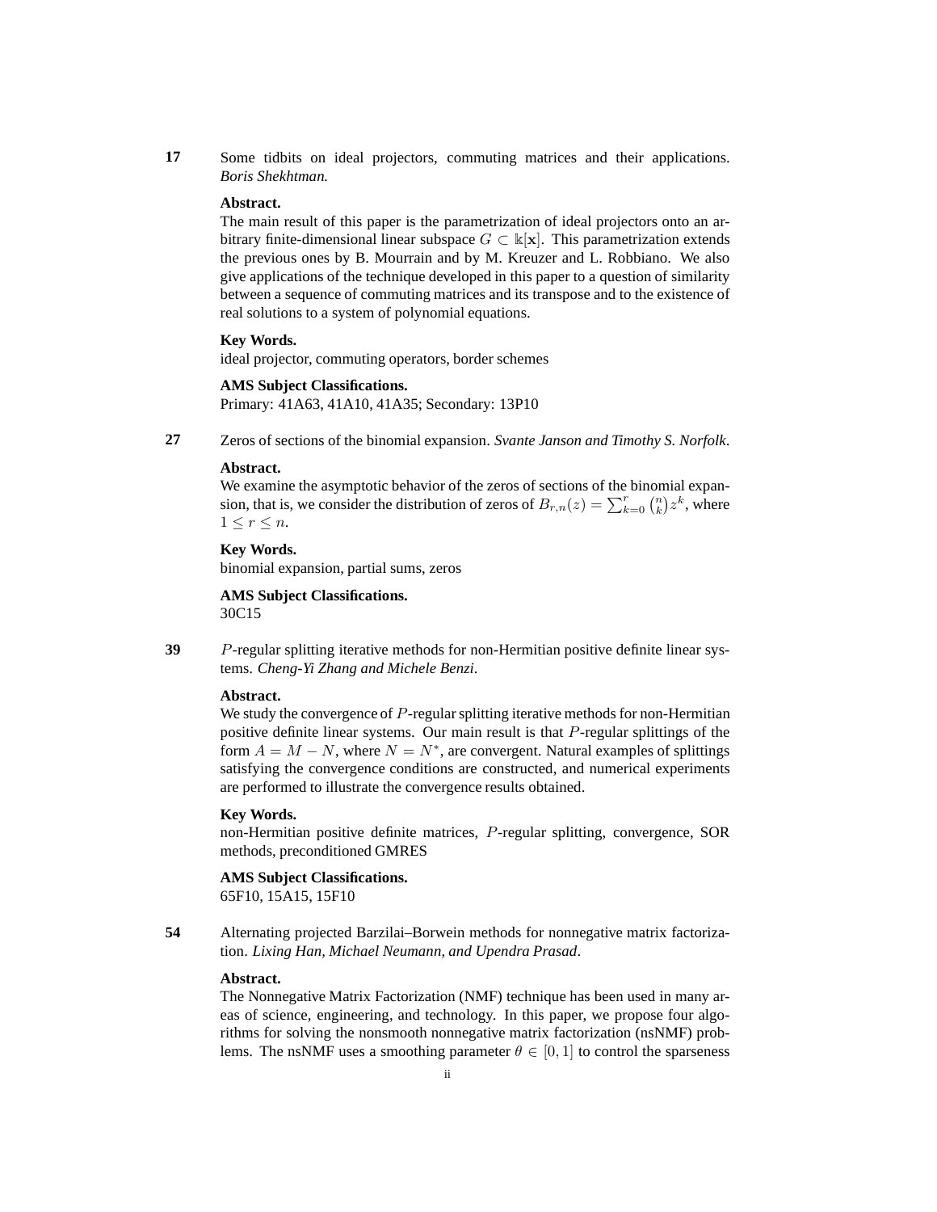**17** Some tidbits on ideal projectors, commuting matrices and their applications. *Boris Shekhtman.*

**Abstract.**
The main result of this paper is the parametrization of ideal projectors onto an arbitrary finite-dimensional linear subspace $G \subset \Bbbk[\mathbf{x}]$. This parametrization extends the previous ones by B. Mourrain and by M. Kreuzer and L. Robbiano. We also give applications of the technique developed in this paper to a question of similarity between a sequence of commuting matrices and its transpose and to the existence of real solutions to a system of polynomial equations.

**Key Words.**
ideal projector, commuting operators, border schemes

**AMS Subject Classifications.**
Primary: 41A63, 41A10, 41A35; Secondary: 13P10

**27** Zeros of sections of the binomial expansion. *Svante Janson and Timothy S. Norfolk*.

**Abstract.**
We examine the asymptotic behavior of the zeros of sections of the binomial expansion, that is, we consider the distribution of zeros of $B_{r,n}(z) = \sum_{k=0}^{r} \binom{n}{k} z^k$, where $1 \leq r \leq n$.

**Key Words.**
binomial expansion, partial sums, zeros

**AMS Subject Classifications.**
30C15

**39** $P$-regular splitting iterative methods for non-Hermitian positive definite linear systems. *Cheng-Yi Zhang and Michele Benzi*.

**Abstract.**
We study the convergence of $P$-regular splitting iterative methods for non-Hermitian positive definite linear systems. Our main result is that $P$-regular splittings of the form $A = M - N$, where $N = N^*$, are convergent. Natural examples of splittings satisfying the convergence conditions are constructed, and numerical experiments are performed to illustrate the convergence results obtained.

**Key Words.**
non-Hermitian positive definite matrices, $P$-regular splitting, convergence, SOR methods, preconditioned GMRES

**AMS Subject Classifications.**
65F10, 15A15, 15F10

**54** Alternating projected Barzilai–Borwein methods for nonnegative matrix factorization. *Lixing Han, Michael Neumann, and Upendra Prasad*.

**Abstract.**
The Nonnegative Matrix Factorization (NMF) technique has been used in many areas of science, engineering, and technology. In this paper, we propose four algorithms for solving the nonsmooth nonnegative matrix factorization (nsNMF) problems. The nsNMF uses a smoothing parameter $\theta \in [0, 1]$ to control the sparseness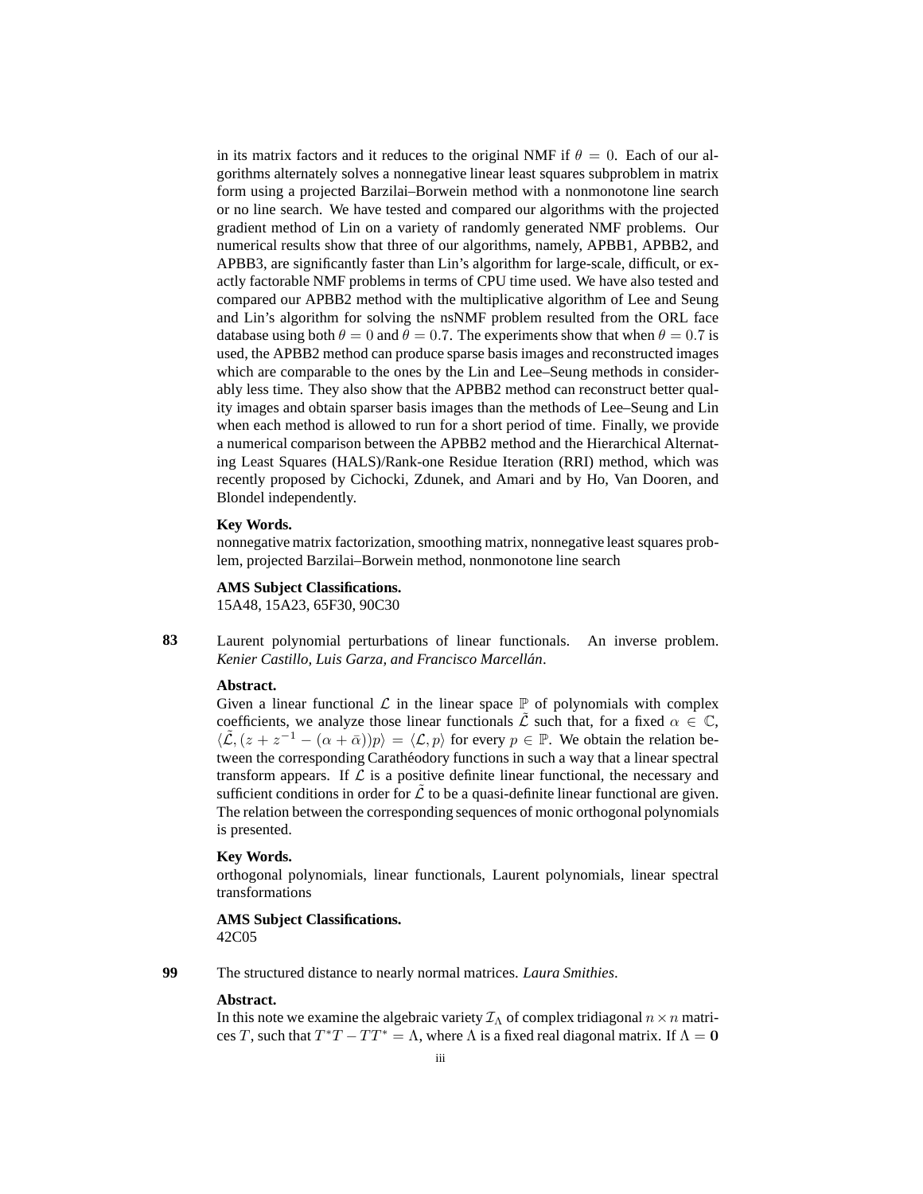in its matrix factors and it reduces to the original NMF if $\theta = 0$. Each of our algorithms alternately solves a nonnegative linear least squares subproblem in matrix form using a projected Barzilai–Borwein method with a nonmonotone line search or no line search. We have tested and compared our algorithms with the projected gradient method of Lin on a variety of randomly generated NMF problems. Our numerical results show that three of our algorithms, namely, APBB1, APBB2, and APBB3, are significantly faster than Lin's algorithm for large-scale, difficult, or exactly factorable NMF problems in terms of CPU time used. We have also tested and compared our APBB2 method with the multiplicative algorithm of Lee and Seung and Lin's algorithm for solving the nsNMF problem resulted from the ORL face database using both $\theta = 0$ and $\theta = 0.7$. The experiments show that when $\theta = 0.7$ is used, the APBB2 method can produce sparse basis images and reconstructed images which are comparable to the ones by the Lin and Lee–Seung methods in considerably less time. They also show that the APBB2 method can reconstruct better quality images and obtain sparser basis images than the methods of Lee–Seung and Lin when each method is allowed to run for a short period of time. Finally, we provide a numerical comparison between the APBB2 method and the Hierarchical Alternating Least Squares (HALS)/Rank-one Residue Iteration (RRI) method, which was recently proposed by Cichocki, Zdunek, and Amari and by Ho, Van Dooren, and Blondel independently.

**Key Words.**
nonnegative matrix factorization, smoothing matrix, nonnegative least squares problem, projected Barzilai–Borwein method, nonmonotone line search

**AMS Subject Classifications.**
15A48, 15A23, 65F30, 90C30

**83** Laurent polynomial perturbations of linear functionals. An inverse problem. *Kenier Castillo, Luis Garza, and Francisco Marcellán*.

**Abstract.**
Given a linear functional $\mathcal{L}$ in the linear space $\mathbb{P}$ of polynomials with complex coefficients, we analyze those linear functionals $\tilde{\mathcal{L}}$ such that, for a fixed $\alpha \in \mathbb{C}$, $\langle \tilde{\mathcal{L}}, (z + z^{-1} - (\alpha + \bar{\alpha}))p \rangle = \langle \mathcal{L}, p \rangle$ for every $p \in \mathbb{P}$. We obtain the relation between the corresponding Carathéodory functions in such a way that a linear spectral transform appears. If $\mathcal{L}$ is a positive definite linear functional, the necessary and sufficient conditions in order for $\tilde{\mathcal{L}}$ to be a quasi-definite linear functional are given. The relation between the corresponding sequences of monic orthogonal polynomials is presented.

**Key Words.**
orthogonal polynomials, linear functionals, Laurent polynomials, linear spectral transformations

**AMS Subject Classifications.**
42C05

**99** The structured distance to nearly normal matrices. *Laura Smithies*.

**Abstract.**
In this note we examine the algebraic variety $\mathcal{I}_\Lambda$ of complex tridiagonal $n \times n$ matrices $T$, such that $T^*T - TT^* = \Lambda$, where $\Lambda$ is a fixed real diagonal matrix. If $\Lambda = \mathbf{0}$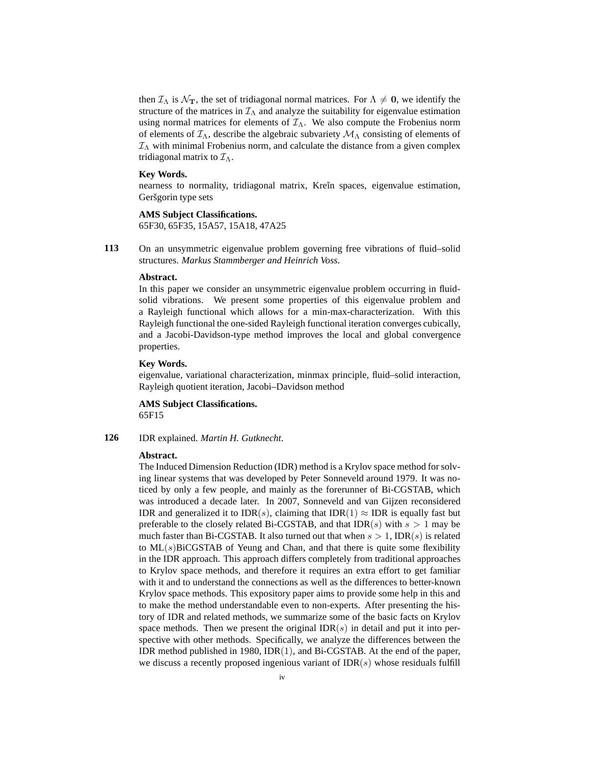then $\mathcal{I}_\Lambda$ is $\mathcal{N}_{\mathbf{T}}$, the set of tridiagonal normal matrices. For $\Lambda \neq \mathbf{0}$, we identify the structure of the matrices in $\mathcal{I}_\Lambda$ and analyze the suitability for eigenvalue estimation using normal matrices for elements of $\mathcal{I}_\Lambda$. We also compute the Frobenius norm of elements of $\mathcal{I}_\Lambda$, describe the algebraic subvariety $\mathcal{M}_\Lambda$ consisting of elements of $\mathcal{I}_\Lambda$ with minimal Frobenius norm, and calculate the distance from a given complex tridiagonal matrix to $\mathcal{I}_\Lambda$.

**Key Words.**
nearness to normality, tridiagonal matrix, Kreĭn spaces, eigenvalue estimation, Geršgorin type sets

**AMS Subject Classifications.**
65F30, 65F35, 15A57, 15A18, 47A25

**113** On an unsymmetric eigenvalue problem governing free vibrations of fluid–solid structures. *Markus Stammberger and Heinrich Voss.*

**Abstract.**
In this paper we consider an unsymmetric eigenvalue problem occurring in fluid-solid vibrations. We present some properties of this eigenvalue problem and a Rayleigh functional which allows for a min-max-characterization. With this Rayleigh functional the one-sided Rayleigh functional iteration converges cubically, and a Jacobi-Davidson-type method improves the local and global convergence properties.

**Key Words.**
eigenvalue, variational characterization, minmax principle, fluid–solid interaction, Rayleigh quotient iteration, Jacobi–Davidson method

**AMS Subject Classifications.**
65F15

**126** IDR explained. *Martin H. Gutknecht.*

**Abstract.**
The Induced Dimension Reduction (IDR) method is a Krylov space method for solving linear systems that was developed by Peter Sonneveld around 1979. It was noticed by only a few people, and mainly as the forerunner of Bi-CGSTAB, which was introduced a decade later. In 2007, Sonneveld and van Gijzen reconsidered IDR and generalized it to IDR$(s)$, claiming that IDR$(1) \approx$ IDR is equally fast but preferable to the closely related Bi-CGSTAB, and that IDR$(s)$ with $s > 1$ may be much faster than Bi-CGSTAB. It also turned out that when $s > 1$, IDR$(s)$ is related to ML$(s)$BiCGSTAB of Yeung and Chan, and that there is quite some flexibility in the IDR approach. This approach differs completely from traditional approaches to Krylov space methods, and therefore it requires an extra effort to get familiar with it and to understand the connections as well as the differences to better-known Krylov space methods. This expository paper aims to provide some help in this and to make the method understandable even to non-experts. After presenting the history of IDR and related methods, we summarize some of the basic facts on Krylov space methods. Then we present the original IDR$(s)$ in detail and put it into perspective with other methods. Specifically, we analyze the differences between the IDR method published in 1980, IDR$(1)$, and Bi-CGSTAB. At the end of the paper, we discuss a recently proposed ingenious variant of IDR$(s)$ whose residuals fulfill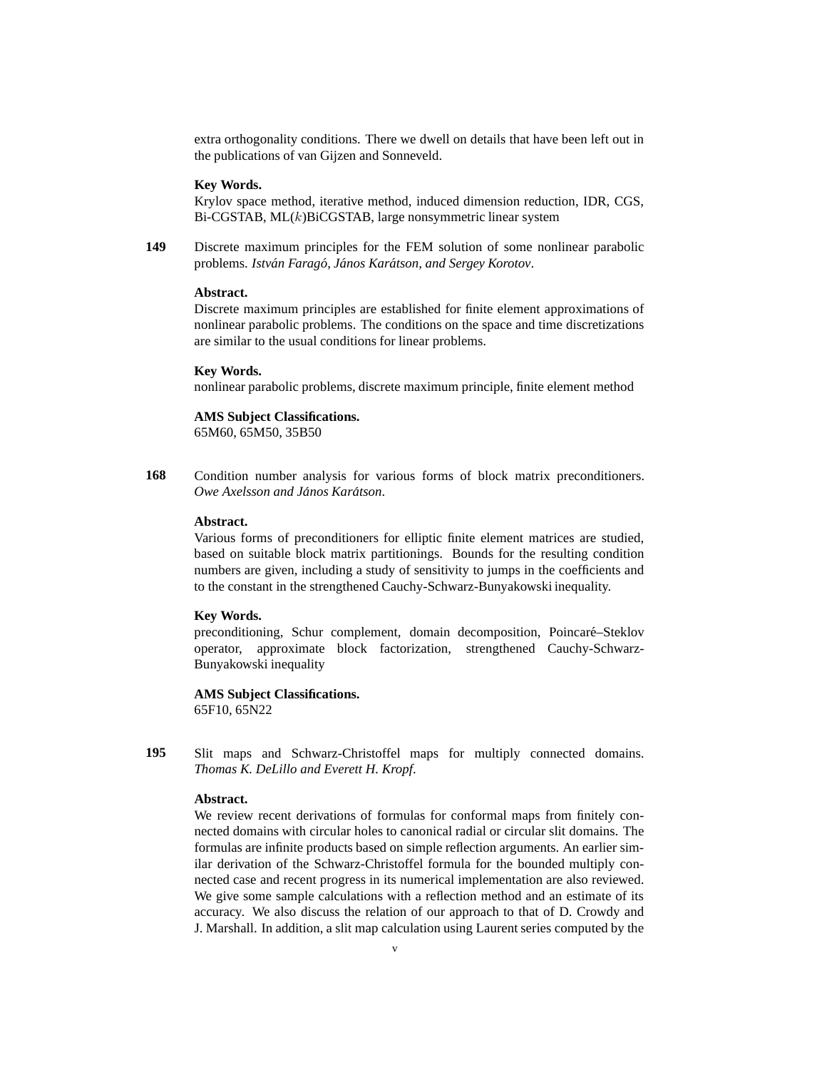extra orthogonality conditions. There we dwell on details that have been left out in the publications of van Gijzen and Sonneveld.

**Key Words.**
Krylov space method, iterative method, induced dimension reduction, IDR, CGS, Bi-CGSTAB, ML($k$)BiCGSTAB, large nonsymmetric linear system

**149** Discrete maximum principles for the FEM solution of some nonlinear parabolic problems. *István Faragó, János Karátson, and Sergey Korotov*.

**Abstract.**
Discrete maximum principles are established for finite element approximations of nonlinear parabolic problems. The conditions on the space and time discretizations are similar to the usual conditions for linear problems.

**Key Words.**
nonlinear parabolic problems, discrete maximum principle, finite element method

**AMS Subject Classifications.**
65M60, 65M50, 35B50

**168** Condition number analysis for various forms of block matrix preconditioners. *Owe Axelsson and János Karátson*.

**Abstract.**
Various forms of preconditioners for elliptic finite element matrices are studied, based on suitable block matrix partitionings. Bounds for the resulting condition numbers are given, including a study of sensitivity to jumps in the coefficients and to the constant in the strengthened Cauchy-Schwarz-Bunyakowski inequality.

**Key Words.**
preconditioning, Schur complement, domain decomposition, Poincaré–Steklov operator, approximate block factorization, strengthened Cauchy-Schwarz-Bunyakowski inequality

**AMS Subject Classifications.**
65F10, 65N22

**195** Slit maps and Schwarz-Christoffel maps for multiply connected domains. *Thomas K. DeLillo and Everett H. Kropf*.

**Abstract.**
We review recent derivations of formulas for conformal maps from finitely connected domains with circular holes to canonical radial or circular slit domains. The formulas are infinite products based on simple reflection arguments. An earlier similar derivation of the Schwarz-Christoffel formula for the bounded multiply connected case and recent progress in its numerical implementation are also reviewed. We give some sample calculations with a reflection method and an estimate of its accuracy. We also discuss the relation of our approach to that of D. Crowdy and J. Marshall. In addition, a slit map calculation using Laurent series computed by the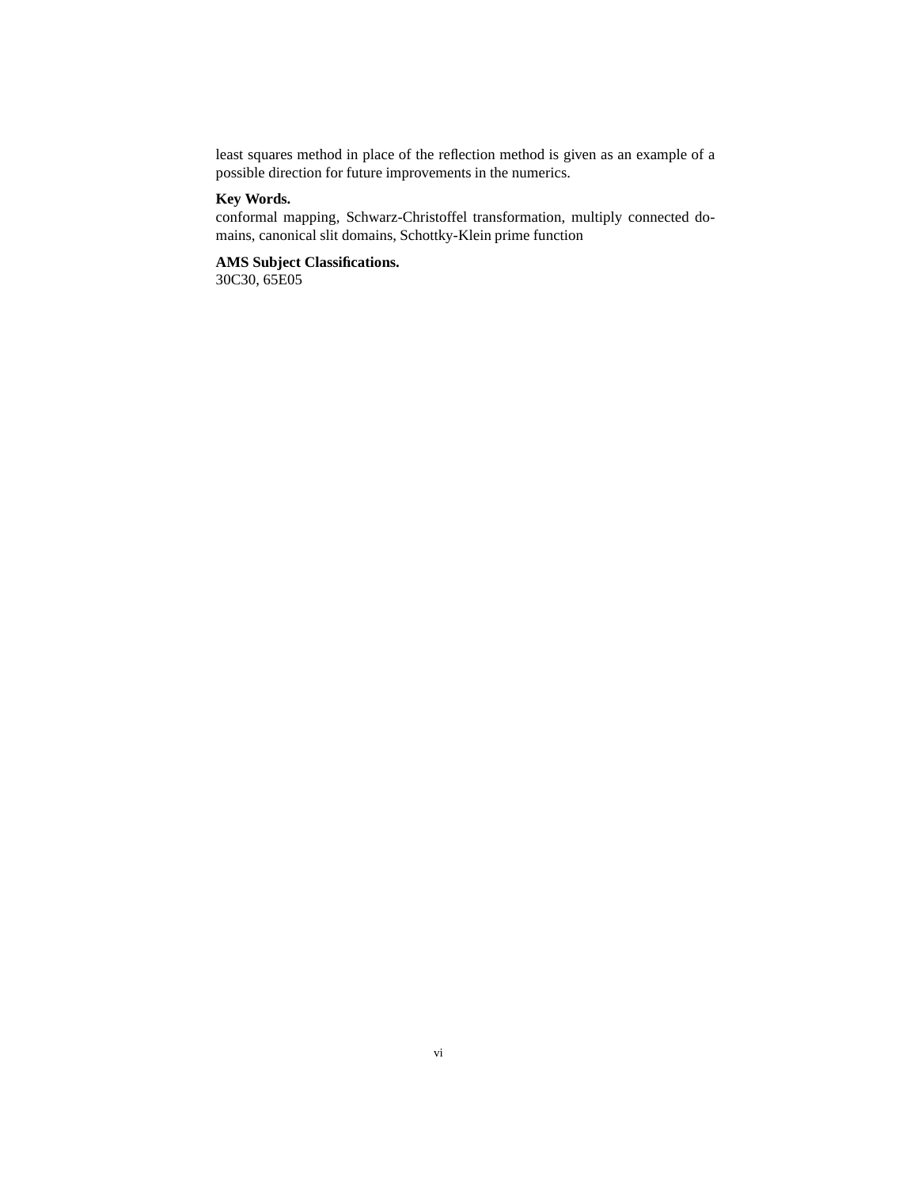least squares method in place of the reflection method is given as an example of a possible direction for future improvements in the numerics.

**Key Words.**
conformal mapping, Schwarz-Christoffel transformation, multiply connected domains, canonical slit domains, Schottky-Klein prime function

**AMS Subject Classifications.**
30C30, 65E05